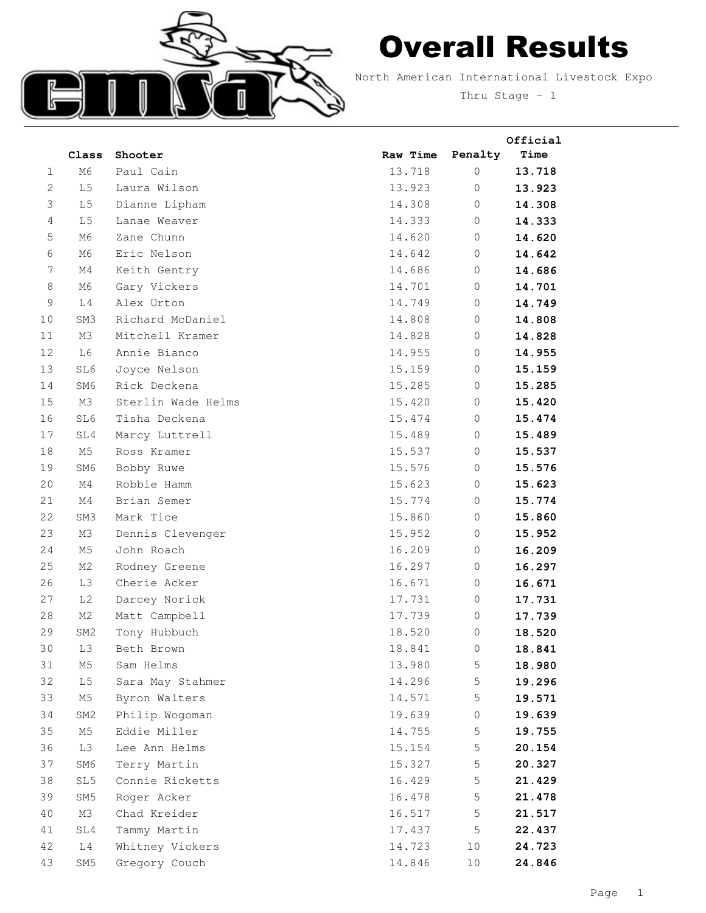# Overall Results

North American International Livestock Expo

Thru Stage - 1

| | Class | Shooter | Raw Time | Penalty | Official Time |
|---|---|---|---|---|---|
| 1 | M6 | Paul Cain | 13.718 | 0 | **13.718** |
| 2 | L5 | Laura Wilson | 13.923 | 0 | **13.923** |
| 3 | L5 | Dianne Lipham | 14.308 | 0 | **14.308** |
| 4 | L5 | Lanae Weaver | 14.333 | 0 | **14.333** |
| 5 | M6 | Zane Chunn | 14.620 | 0 | **14.620** |
| 6 | M6 | Eric Nelson | 14.642 | 0 | **14.642** |
| 7 | M4 | Keith Gentry | 14.686 | 0 | **14.686** |
| 8 | M6 | Gary Vickers | 14.701 | 0 | **14.701** |
| 9 | L4 | Alex Urton | 14.749 | 0 | **14.749** |
| 10 | SM3 | Richard McDaniel | 14.808 | 0 | **14.808** |
| 11 | M3 | Mitchell Kramer | 14.828 | 0 | **14.828** |
| 12 | L6 | Annie Bianco | 14.955 | 0 | **14.955** |
| 13 | SL6 | Joyce Nelson | 15.159 | 0 | **15.159** |
| 14 | SM6 | Rick Deckena | 15.285 | 0 | **15.285** |
| 15 | M3 | Sterlin Wade Helms | 15.420 | 0 | **15.420** |
| 16 | SL6 | Tisha Deckena | 15.474 | 0 | **15.474** |
| 17 | SL4 | Marcy Luttrell | 15.489 | 0 | **15.489** |
| 18 | M5 | Ross Kramer | 15.537 | 0 | **15.537** |
| 19 | SM6 | Bobby Ruwe | 15.576 | 0 | **15.576** |
| 20 | M4 | Robbie Hamm | 15.623 | 0 | **15.623** |
| 21 | M4 | Brian Semer | 15.774 | 0 | **15.774** |
| 22 | SM3 | Mark Tice | 15.860 | 0 | **15.860** |
| 23 | M3 | Dennis Clevenger | 15.952 | 0 | **15.952** |
| 24 | M5 | John Roach | 16.209 | 0 | **16.209** |
| 25 | M2 | Rodney Greene | 16.297 | 0 | **16.297** |
| 26 | L3 | Cherie Acker | 16.671 | 0 | **16.671** |
| 27 | L2 | Darcey Norick | 17.731 | 0 | **17.731** |
| 28 | M2 | Matt Campbell | 17.739 | 0 | **17.739** |
| 29 | SM2 | Tony Hubbuch | 18.520 | 0 | **18.520** |
| 30 | L3 | Beth Brown | 18.841 | 0 | **18.841** |
| 31 | M5 | Sam Helms | 13.980 | 5 | **18.980** |
| 32 | L5 | Sara May Stahmer | 14.296 | 5 | **19.296** |
| 33 | M5 | Byron Walters | 14.571 | 5 | **19.571** |
| 34 | SM2 | Philip Wogoman | 19.639 | 0 | **19.639** |
| 35 | M5 | Eddie Miller | 14.755 | 5 | **19.755** |
| 36 | L3 | Lee Ann Helms | 15.154 | 5 | **20.154** |
| 37 | SM6 | Terry Martin | 15.327 | 5 | **20.327** |
| 38 | SL5 | Connie Ricketts | 16.429 | 5 | **21.429** |
| 39 | SM5 | Roger Acker | 16.478 | 5 | **21.478** |
| 40 | M3 | Chad Kreider | 16.517 | 5 | **21.517** |
| 41 | SL4 | Tammy Martin | 17.437 | 5 | **22.437** |
| 42 | L4 | Whitney Vickers | 14.723 | 10 | **24.723** |
| 43 | SM5 | Gregory Couch | 14.846 | 10 | **24.846** |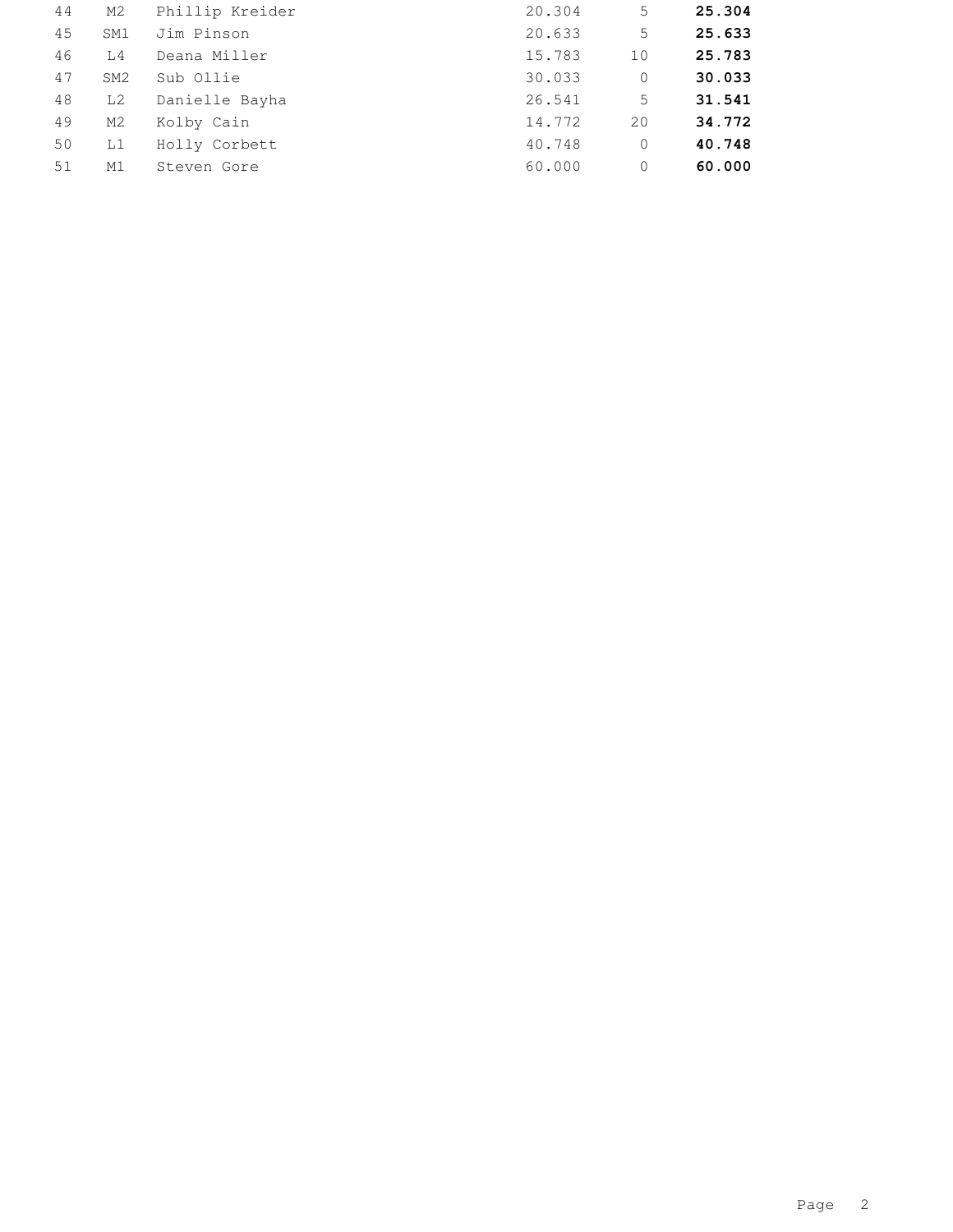| | | | | | |
|---|---|---|---|---|---|
| 44 | M2 | Phillip Kreider | 20.304 | 5 | **25.304** |
| 45 | SM1 | Jim Pinson | 20.633 | 5 | **25.633** |
| 46 | L4 | Deana Miller | 15.783 | 10 | **25.783** |
| 47 | SM2 | Sub Ollie | 30.033 | 0 | **30.033** |
| 48 | L2 | Danielle Bayha | 26.541 | 5 | **31.541** |
| 49 | M2 | Kolby Cain | 14.772 | 20 | **34.772** |
| 50 | L1 | Holly Corbett | 40.748 | 0 | **40.748** |
| 51 | M1 | Steven Gore | 60.000 | 0 | **60.000** |